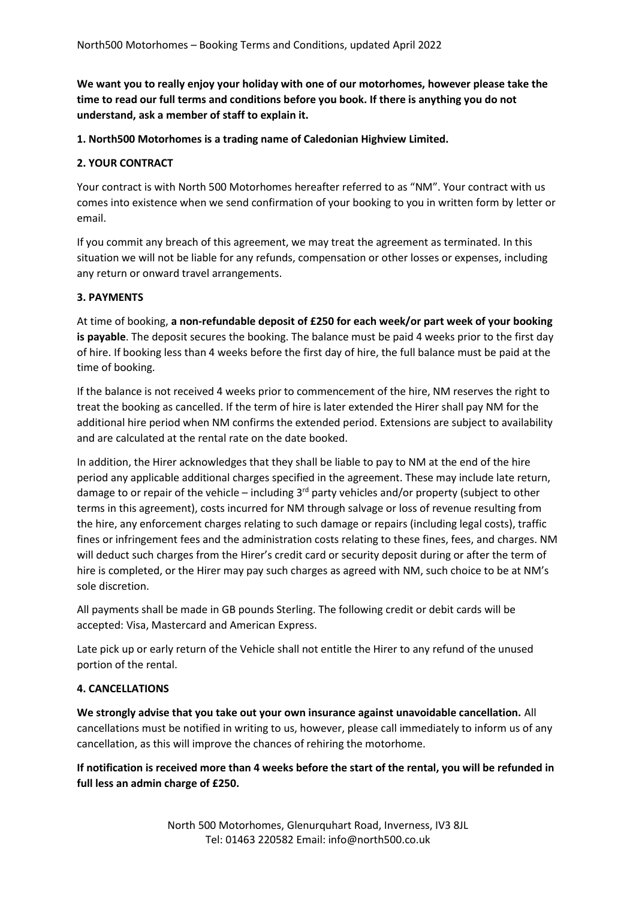North500 Motorhomes – Booking Terms and Conditions, updated April 2022

**We want you to really enjoy your holiday with one of our motorhomes, however please take the time to read our full terms and conditions before you book. If there is anything you do not understand, ask a member of staff to explain it.**

**1. North500 Motorhomes is a trading name of Caledonian Highview Limited.**

**2. YOUR CONTRACT**

Your contract is with North 500 Motorhomes hereafter referred to as "NM". Your contract with us comes into existence when we send confirmation of your booking to you in written form by letter or email.

If you commit any breach of this agreement, we may treat the agreement as terminated. In this situation we will not be liable for any refunds, compensation or other losses or expenses, including any return or onward travel arrangements.

**3. PAYMENTS**

At time of booking, **a non-refundable deposit of £250 for each week/or part week of your booking is payable**. The deposit secures the booking. The balance must be paid 4 weeks prior to the first day of hire. If booking less than 4 weeks before the first day of hire, the full balance must be paid at the time of booking.

If the balance is not received 4 weeks prior to commencement of the hire, NM reserves the right to treat the booking as cancelled. If the term of hire is later extended the Hirer shall pay NM for the additional hire period when NM confirms the extended period. Extensions are subject to availability and are calculated at the rental rate on the date booked.

In addition, the Hirer acknowledges that they shall be liable to pay to NM at the end of the hire period any applicable additional charges specified in the agreement. These may include late return, damage to or repair of the vehicle – including 3rd party vehicles and/or property (subject to other terms in this agreement), costs incurred for NM through salvage or loss of revenue resulting from the hire, any enforcement charges relating to such damage or repairs (including legal costs), traffic fines or infringement fees and the administration costs relating to these fines, fees, and charges. NM will deduct such charges from the Hirer's credit card or security deposit during or after the term of hire is completed, or the Hirer may pay such charges as agreed with NM, such choice to be at NM's sole discretion.

All payments shall be made in GB pounds Sterling. The following credit or debit cards will be accepted: Visa, Mastercard and American Express.

Late pick up or early return of the Vehicle shall not entitle the Hirer to any refund of the unused portion of the rental.

**4. CANCELLATIONS**

**We strongly advise that you take out your own insurance against unavoidable cancellation.** All cancellations must be notified in writing to us, however, please call immediately to inform us of any cancellation, as this will improve the chances of rehiring the motorhome.

**If notification is received more than 4 weeks before the start of the rental, you will be refunded in full less an admin charge of £250.**

North 500 Motorhomes, Glenurquhart Road, Inverness, IV3 8JL
Tel: 01463 220582 Email: info@north500.co.uk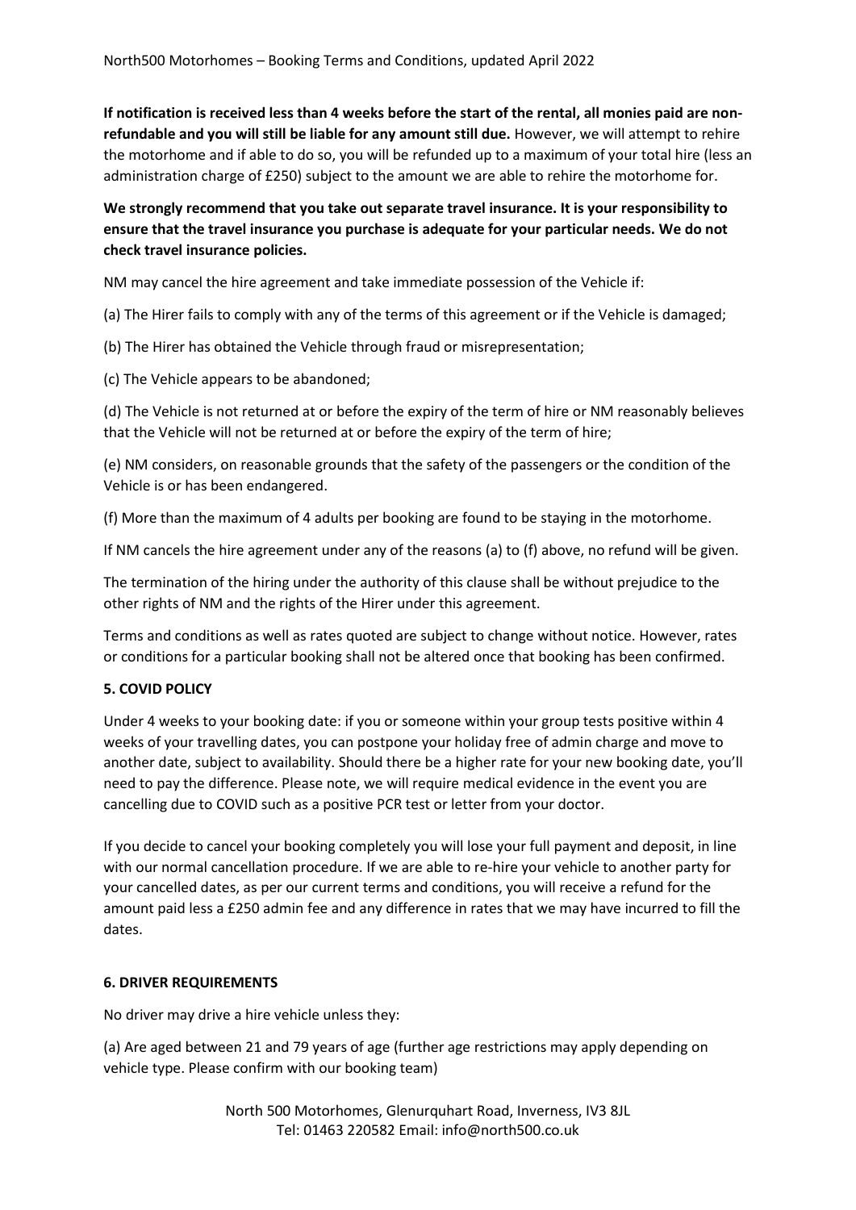**If notification is received less than 4 weeks before the start of the rental, all monies paid are non-refundable and you will still be liable for any amount still due.** However, we will attempt to rehire the motorhome and if able to do so, you will be refunded up to a maximum of your total hire (less an administration charge of £250) subject to the amount we are able to rehire the motorhome for.

**We strongly recommend that you take out separate travel insurance. It is your responsibility to ensure that the travel insurance you purchase is adequate for your particular needs. We do not check travel insurance policies.**

NM may cancel the hire agreement and take immediate possession of the Vehicle if:

(a) The Hirer fails to comply with any of the terms of this agreement or if the Vehicle is damaged;

(b) The Hirer has obtained the Vehicle through fraud or misrepresentation;

(c) The Vehicle appears to be abandoned;

(d) The Vehicle is not returned at or before the expiry of the term of hire or NM reasonably believes that the Vehicle will not be returned at or before the expiry of the term of hire;

(e) NM considers, on reasonable grounds that the safety of the passengers or the condition of the Vehicle is or has been endangered.

(f) More than the maximum of 4 adults per booking are found to be staying in the motorhome.

If NM cancels the hire agreement under any of the reasons (a) to (f) above, no refund will be given.

The termination of the hiring under the authority of this clause shall be without prejudice to the other rights of NM and the rights of the Hirer under this agreement.

Terms and conditions as well as rates quoted are subject to change without notice. However, rates or conditions for a particular booking shall not be altered once that booking has been confirmed.

## 5. COVID POLICY

Under 4 weeks to your booking date: if you or someone within your group tests positive within 4 weeks of your travelling dates, you can postpone your holiday free of admin charge and move to another date, subject to availability. Should there be a higher rate for your new booking date, you'll need to pay the difference. Please note, we will require medical evidence in the event you are cancelling due to COVID such as a positive PCR test or letter from your doctor.

If you decide to cancel your booking completely you will lose your full payment and deposit, in line with our normal cancellation procedure. If we are able to re-hire your vehicle to another party for your cancelled dates, as per our current terms and conditions, you will receive a refund for the amount paid less a £250 admin fee and any difference in rates that we may have incurred to fill the dates.

## 6. DRIVER REQUIREMENTS

No driver may drive a hire vehicle unless they:

(a) Are aged between 21 and 79 years of age (further age restrictions may apply depending on vehicle type. Please confirm with our booking team)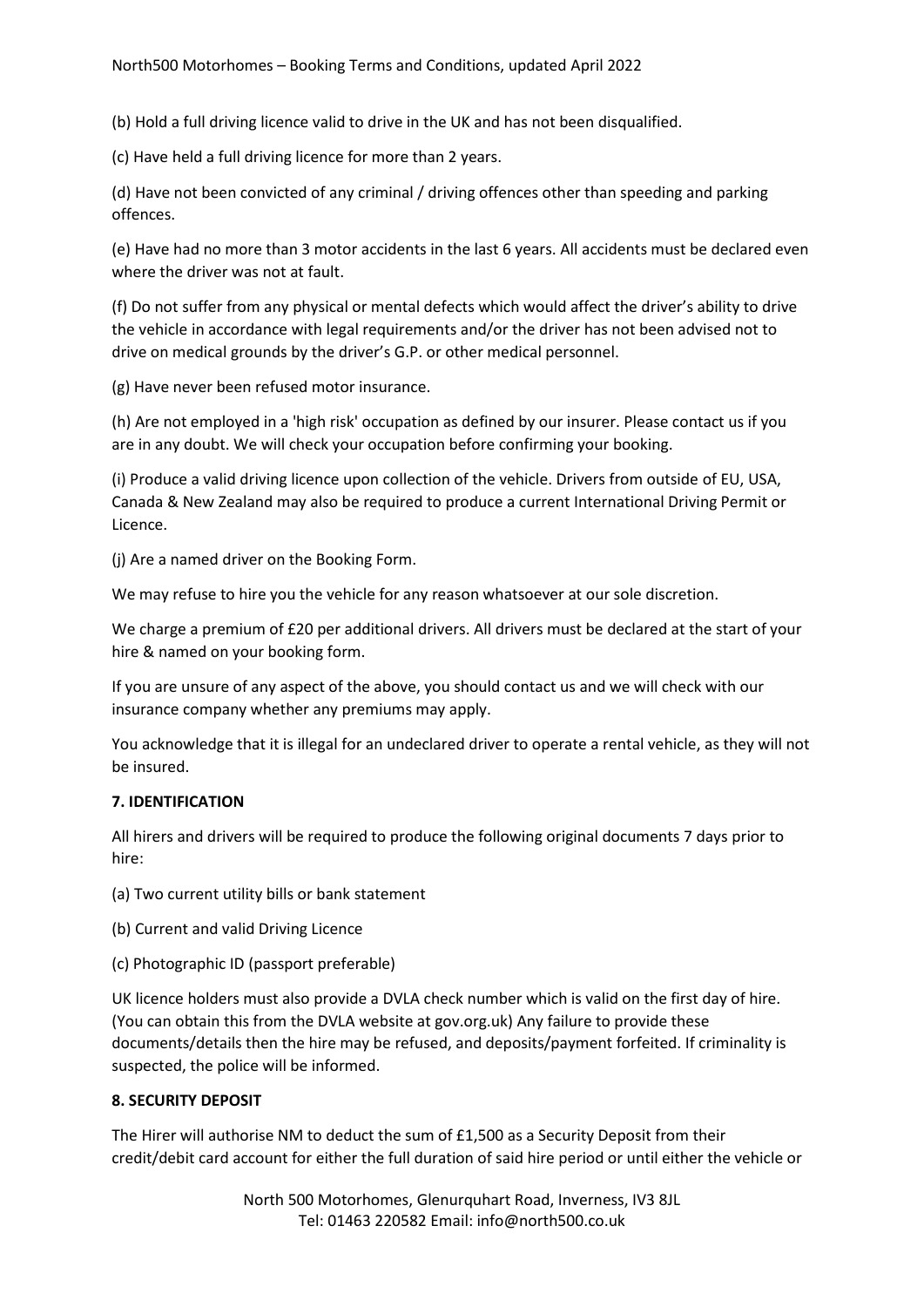(b) Hold a full driving licence valid to drive in the UK and has not been disqualified.

(c) Have held a full driving licence for more than 2 years.

(d) Have not been convicted of any criminal / driving offences other than speeding and parking offences.

(e) Have had no more than 3 motor accidents in the last 6 years. All accidents must be declared even where the driver was not at fault.

(f) Do not suffer from any physical or mental defects which would affect the driver's ability to drive the vehicle in accordance with legal requirements and/or the driver has not been advised not to drive on medical grounds by the driver's G.P. or other medical personnel.

(g) Have never been refused motor insurance.

(h) Are not employed in a 'high risk' occupation as defined by our insurer. Please contact us if you are in any doubt. We will check your occupation before confirming your booking.

(i) Produce a valid driving licence upon collection of the vehicle. Drivers from outside of EU, USA, Canada & New Zealand may also be required to produce a current International Driving Permit or Licence.

(j) Are a named driver on the Booking Form.

We may refuse to hire you the vehicle for any reason whatsoever at our sole discretion.

We charge a premium of £20 per additional drivers. All drivers must be declared at the start of your hire & named on your booking form.

If you are unsure of any aspect of the above, you should contact us and we will check with our insurance company whether any premiums may apply.

You acknowledge that it is illegal for an undeclared driver to operate a rental vehicle, as they will not be insured.

**7. IDENTIFICATION**

All hirers and drivers will be required to produce the following original documents 7 days prior to hire:

(a) Two current utility bills or bank statement

(b) Current and valid Driving Licence

(c) Photographic ID (passport preferable)

UK licence holders must also provide a DVLA check number which is valid on the first day of hire. (You can obtain this from the DVLA website at gov.org.uk) Any failure to provide these documents/details then the hire may be refused, and deposits/payment forfeited. If criminality is suspected, the police will be informed.

**8. SECURITY DEPOSIT**

The Hirer will authorise NM to deduct the sum of £1,500 as a Security Deposit from their credit/debit card account for either the full duration of said hire period or until either the vehicle or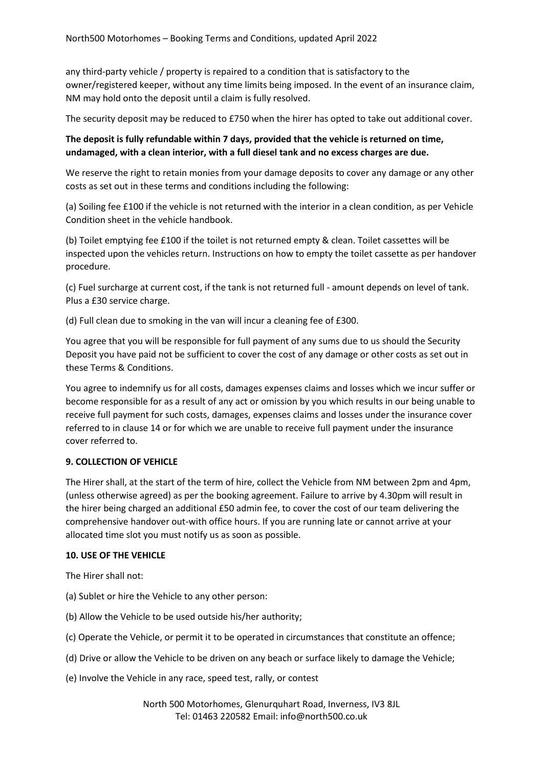any third-party vehicle / property is repaired to a condition that is satisfactory to the owner/registered keeper, without any time limits being imposed. In the event of an insurance claim, NM may hold onto the deposit until a claim is fully resolved.

The security deposit may be reduced to £750 when the hirer has opted to take out additional cover.

**The deposit is fully refundable within 7 days, provided that the vehicle is returned on time, undamaged, with a clean interior, with a full diesel tank and no excess charges are due.**

We reserve the right to retain monies from your damage deposits to cover any damage or any other costs as set out in these terms and conditions including the following:

(a) Soiling fee £100 if the vehicle is not returned with the interior in a clean condition, as per Vehicle Condition sheet in the vehicle handbook.

(b) Toilet emptying fee £100 if the toilet is not returned empty & clean. Toilet cassettes will be inspected upon the vehicles return. Instructions on how to empty the toilet cassette as per handover procedure.

(c) Fuel surcharge at current cost, if the tank is not returned full - amount depends on level of tank. Plus a £30 service charge.

(d) Full clean due to smoking in the van will incur a cleaning fee of £300.

You agree that you will be responsible for full payment of any sums due to us should the Security Deposit you have paid not be sufficient to cover the cost of any damage or other costs as set out in these Terms & Conditions.

You agree to indemnify us for all costs, damages expenses claims and losses which we incur suffer or become responsible for as a result of any act or omission by you which results in our being unable to receive full payment for such costs, damages, expenses claims and losses under the insurance cover referred to in clause 14 or for which we are unable to receive full payment under the insurance cover referred to.

**9. COLLECTION OF VEHICLE**

The Hirer shall, at the start of the term of hire, collect the Vehicle from NM between 2pm and 4pm, (unless otherwise agreed) as per the booking agreement. Failure to arrive by 4.30pm will result in the hirer being charged an additional £50 admin fee, to cover the cost of our team delivering the comprehensive handover out-with office hours. If you are running late or cannot arrive at your allocated time slot you must notify us as soon as possible.

**10. USE OF THE VEHICLE**

The Hirer shall not:

(a) Sublet or hire the Vehicle to any other person:

(b) Allow the Vehicle to be used outside his/her authority;

(c) Operate the Vehicle, or permit it to be operated in circumstances that constitute an offence;

(d) Drive or allow the Vehicle to be driven on any beach or surface likely to damage the Vehicle;

(e) Involve the Vehicle in any race, speed test, rally, or contest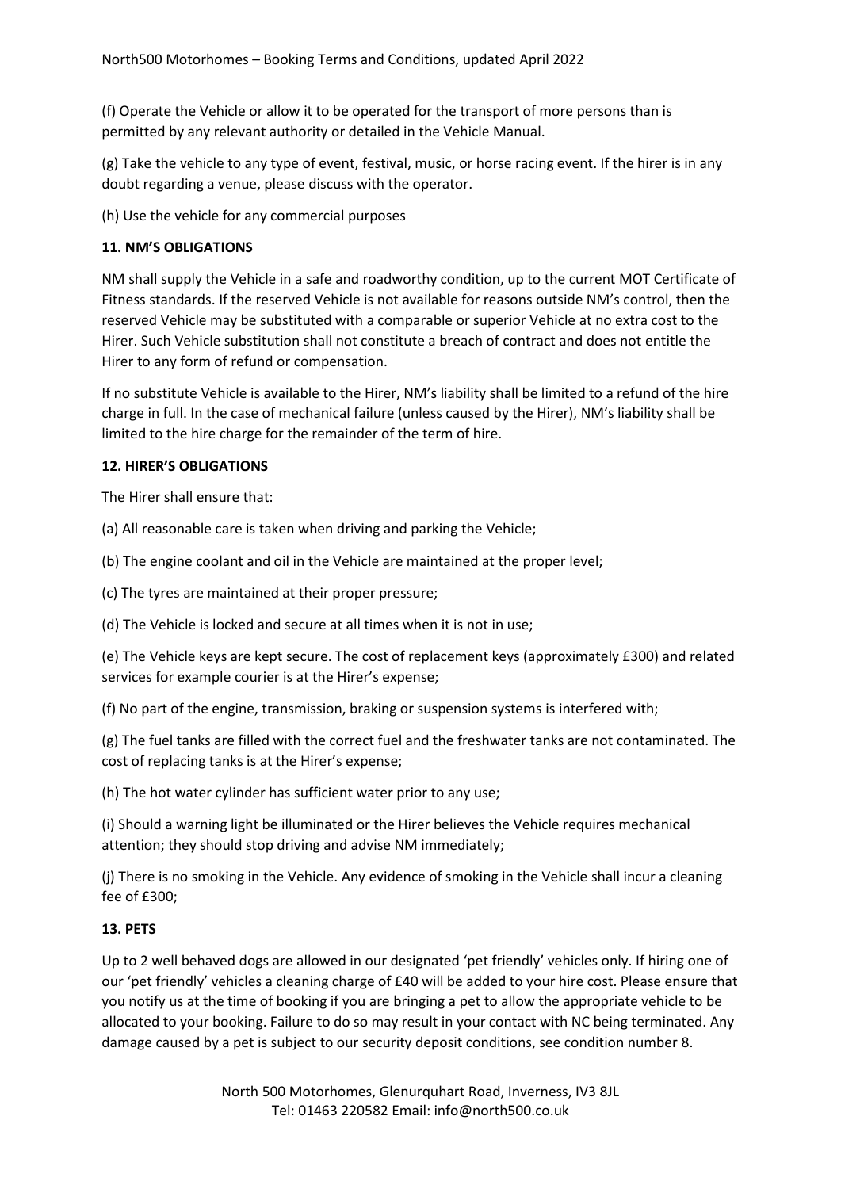(f) Operate the Vehicle or allow it to be operated for the transport of more persons than is permitted by any relevant authority or detailed in the Vehicle Manual.

(g) Take the vehicle to any type of event, festival, music, or horse racing event. If the hirer is in any doubt regarding a venue, please discuss with the operator.

(h) Use the vehicle for any commercial purposes

**11. NM'S OBLIGATIONS**

NM shall supply the Vehicle in a safe and roadworthy condition, up to the current MOT Certificate of Fitness standards. If the reserved Vehicle is not available for reasons outside NM's control, then the reserved Vehicle may be substituted with a comparable or superior Vehicle at no extra cost to the Hirer. Such Vehicle substitution shall not constitute a breach of contract and does not entitle the Hirer to any form of refund or compensation.

If no substitute Vehicle is available to the Hirer, NM's liability shall be limited to a refund of the hire charge in full. In the case of mechanical failure (unless caused by the Hirer), NM's liability shall be limited to the hire charge for the remainder of the term of hire.

**12. HIRER'S OBLIGATIONS**

The Hirer shall ensure that:

(a) All reasonable care is taken when driving and parking the Vehicle;

(b) The engine coolant and oil in the Vehicle are maintained at the proper level;

(c) The tyres are maintained at their proper pressure;

(d) The Vehicle is locked and secure at all times when it is not in use;

(e) The Vehicle keys are kept secure. The cost of replacement keys (approximately £300) and related services for example courier is at the Hirer's expense;

(f) No part of the engine, transmission, braking or suspension systems is interfered with;

(g) The fuel tanks are filled with the correct fuel and the freshwater tanks are not contaminated. The cost of replacing tanks is at the Hirer's expense;

(h) The hot water cylinder has sufficient water prior to any use;

(i) Should a warning light be illuminated or the Hirer believes the Vehicle requires mechanical attention; they should stop driving and advise NM immediately;

(j) There is no smoking in the Vehicle. Any evidence of smoking in the Vehicle shall incur a cleaning fee of £300;

**13. PETS**

Up to 2 well behaved dogs are allowed in our designated 'pet friendly' vehicles only. If hiring one of our 'pet friendly' vehicles a cleaning charge of £40 will be added to your hire cost. Please ensure that you notify us at the time of booking if you are bringing a pet to allow the appropriate vehicle to be allocated to your booking. Failure to do so may result in your contact with NC being terminated. Any damage caused by a pet is subject to our security deposit conditions, see condition number 8.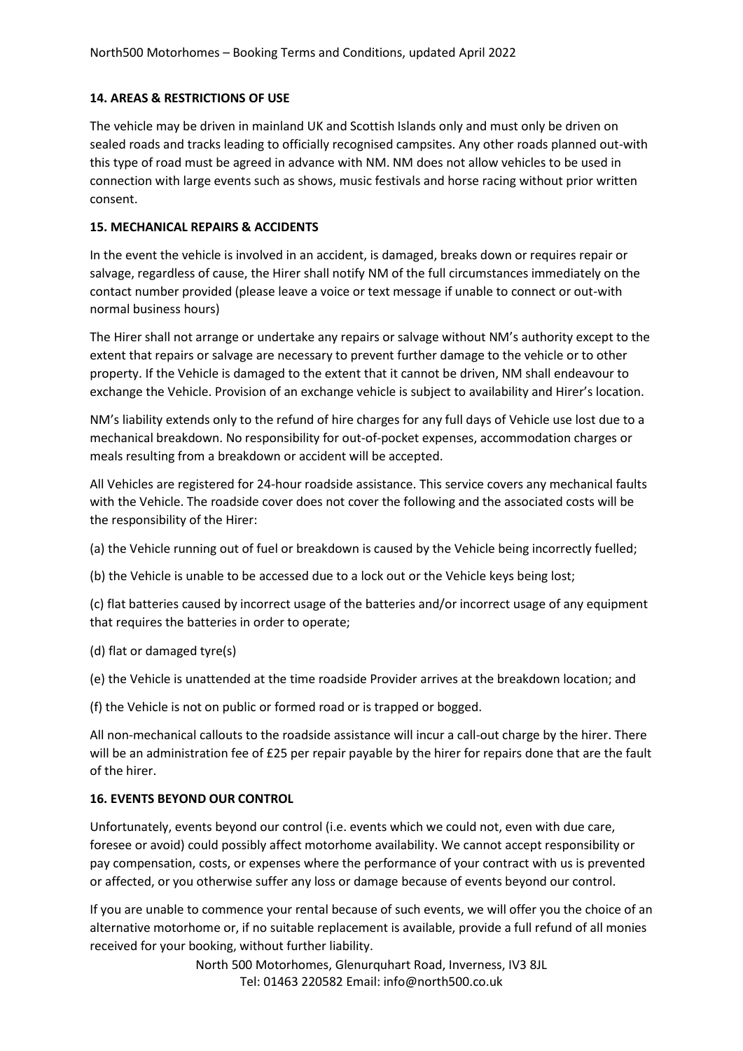## 14. AREAS & RESTRICTIONS OF USE

The vehicle may be driven in mainland UK and Scottish Islands only and must only be driven on sealed roads and tracks leading to officially recognised campsites. Any other roads planned out-with this type of road must be agreed in advance with NM. NM does not allow vehicles to be used in connection with large events such as shows, music festivals and horse racing without prior written consent.

## 15. MECHANICAL REPAIRS & ACCIDENTS

In the event the vehicle is involved in an accident, is damaged, breaks down or requires repair or salvage, regardless of cause, the Hirer shall notify NM of the full circumstances immediately on the contact number provided (please leave a voice or text message if unable to connect or out-with normal business hours)

The Hirer shall not arrange or undertake any repairs or salvage without NM's authority except to the extent that repairs or salvage are necessary to prevent further damage to the vehicle or to other property. If the Vehicle is damaged to the extent that it cannot be driven, NM shall endeavour to exchange the Vehicle. Provision of an exchange vehicle is subject to availability and Hirer's location.

NM's liability extends only to the refund of hire charges for any full days of Vehicle use lost due to a mechanical breakdown. No responsibility for out-of-pocket expenses, accommodation charges or meals resulting from a breakdown or accident will be accepted.

All Vehicles are registered for 24-hour roadside assistance. This service covers any mechanical faults with the Vehicle. The roadside cover does not cover the following and the associated costs will be the responsibility of the Hirer:

(a) the Vehicle running out of fuel or breakdown is caused by the Vehicle being incorrectly fuelled;

(b) the Vehicle is unable to be accessed due to a lock out or the Vehicle keys being lost;

(c) flat batteries caused by incorrect usage of the batteries and/or incorrect usage of any equipment that requires the batteries in order to operate;

(d) flat or damaged tyre(s)

(e) the Vehicle is unattended at the time roadside Provider arrives at the breakdown location; and

(f) the Vehicle is not on public or formed road or is trapped or bogged.

All non-mechanical callouts to the roadside assistance will incur a call-out charge by the hirer. There will be an administration fee of £25 per repair payable by the hirer for repairs done that are the fault of the hirer.

## 16. EVENTS BEYOND OUR CONTROL

Unfortunately, events beyond our control (i.e. events which we could not, even with due care, foresee or avoid) could possibly affect motorhome availability. We cannot accept responsibility or pay compensation, costs, or expenses where the performance of your contract with us is prevented or affected, or you otherwise suffer any loss or damage because of events beyond our control.

If you are unable to commence your rental because of such events, we will offer you the choice of an alternative motorhome or, if no suitable replacement is available, provide a full refund of all monies received for your booking, without further liability.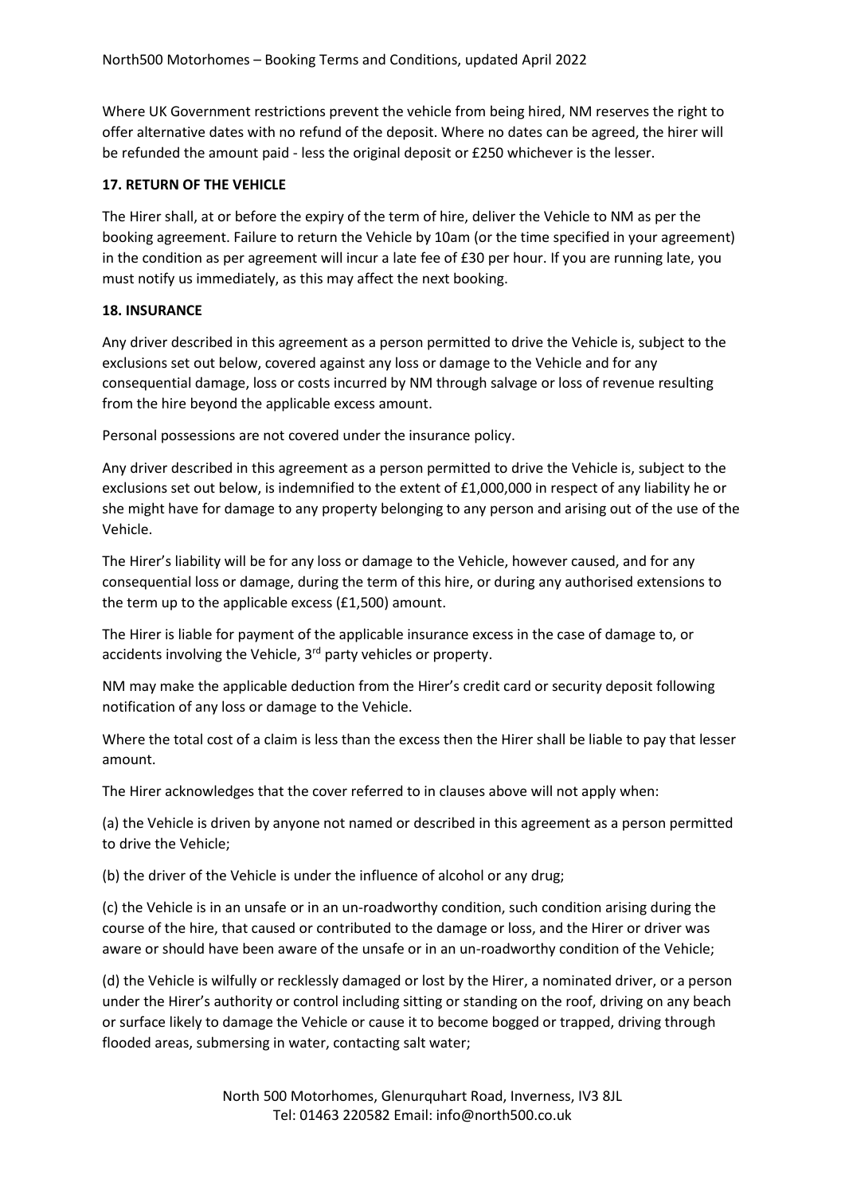Where UK Government restrictions prevent the vehicle from being hired, NM reserves the right to offer alternative dates with no refund of the deposit. Where no dates can be agreed, the hirer will be refunded the amount paid - less the original deposit or £250 whichever is the lesser.

**17. RETURN OF THE VEHICLE**

The Hirer shall, at or before the expiry of the term of hire, deliver the Vehicle to NM as per the booking agreement. Failure to return the Vehicle by 10am (or the time specified in your agreement) in the condition as per agreement will incur a late fee of £30 per hour. If you are running late, you must notify us immediately, as this may affect the next booking.

**18. INSURANCE**

Any driver described in this agreement as a person permitted to drive the Vehicle is, subject to the exclusions set out below, covered against any loss or damage to the Vehicle and for any consequential damage, loss or costs incurred by NM through salvage or loss of revenue resulting from the hire beyond the applicable excess amount.

Personal possessions are not covered under the insurance policy.

Any driver described in this agreement as a person permitted to drive the Vehicle is, subject to the exclusions set out below, is indemnified to the extent of £1,000,000 in respect of any liability he or she might have for damage to any property belonging to any person and arising out of the use of the Vehicle.

The Hirer's liability will be for any loss or damage to the Vehicle, however caused, and for any consequential loss or damage, during the term of this hire, or during any authorised extensions to the term up to the applicable excess (£1,500) amount.

The Hirer is liable for payment of the applicable insurance excess in the case of damage to, or accidents involving the Vehicle, 3rd party vehicles or property.

NM may make the applicable deduction from the Hirer's credit card or security deposit following notification of any loss or damage to the Vehicle.

Where the total cost of a claim is less than the excess then the Hirer shall be liable to pay that lesser amount.

The Hirer acknowledges that the cover referred to in clauses above will not apply when:

(a) the Vehicle is driven by anyone not named or described in this agreement as a person permitted to drive the Vehicle;

(b) the driver of the Vehicle is under the influence of alcohol or any drug;

(c) the Vehicle is in an unsafe or in an un-roadworthy condition, such condition arising during the course of the hire, that caused or contributed to the damage or loss, and the Hirer or driver was aware or should have been aware of the unsafe or in an un-roadworthy condition of the Vehicle;

(d) the Vehicle is wilfully or recklessly damaged or lost by the Hirer, a nominated driver, or a person under the Hirer's authority or control including sitting or standing on the roof, driving on any beach or surface likely to damage the Vehicle or cause it to become bogged or trapped, driving through flooded areas, submersing in water, contacting salt water;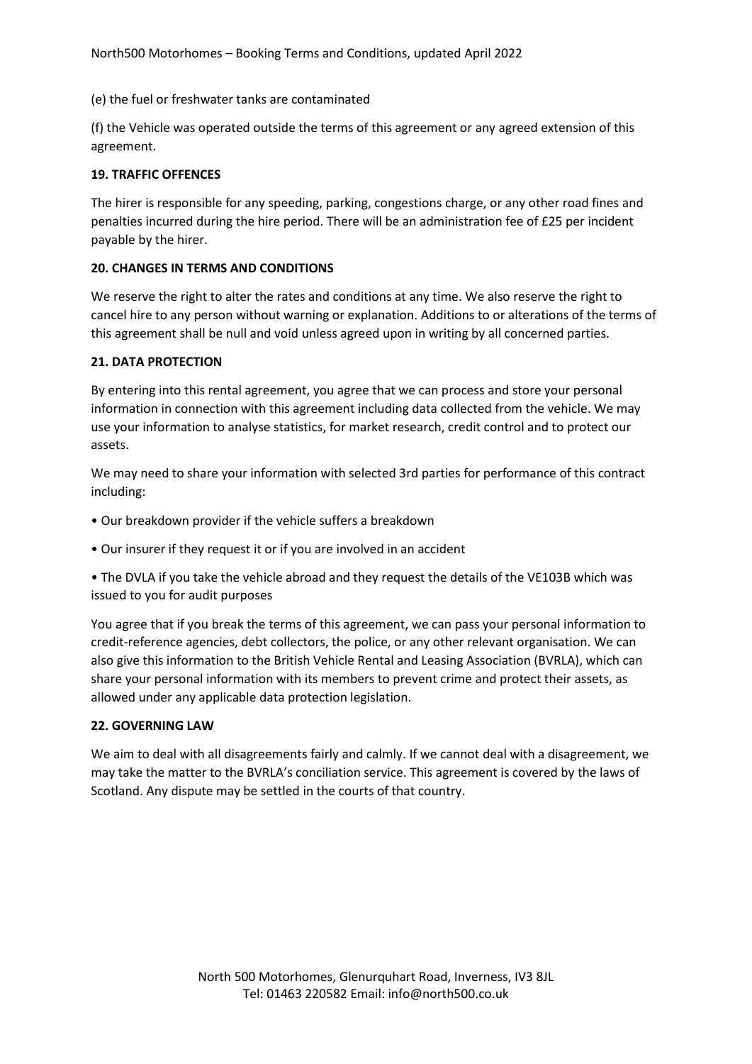(e) the fuel or freshwater tanks are contaminated

(f) the Vehicle was operated outside the terms of this agreement or any agreed extension of this agreement.

**19. TRAFFIC OFFENCES**

The hirer is responsible for any speeding, parking, congestions charge, or any other road fines and penalties incurred during the hire period. There will be an administration fee of £25 per incident payable by the hirer.

**20. CHANGES IN TERMS AND CONDITIONS**

We reserve the right to alter the rates and conditions at any time. We also reserve the right to cancel hire to any person without warning or explanation. Additions to or alterations of the terms of this agreement shall be null and void unless agreed upon in writing by all concerned parties.

**21. DATA PROTECTION**

By entering into this rental agreement, you agree that we can process and store your personal information in connection with this agreement including data collected from the vehicle. We may use your information to analyse statistics, for market research, credit control and to protect our assets.

We may need to share your information with selected 3rd parties for performance of this contract including:

- Our breakdown provider if the vehicle suffers a breakdown
- Our insurer if they request it or if you are involved in an accident
- The DVLA if you take the vehicle abroad and they request the details of the VE103B which was issued to you for audit purposes

You agree that if you break the terms of this agreement, we can pass your personal information to credit-reference agencies, debt collectors, the police, or any other relevant organisation. We can also give this information to the British Vehicle Rental and Leasing Association (BVRLA), which can share your personal information with its members to prevent crime and protect their assets, as allowed under any applicable data protection legislation.

**22. GOVERNING LAW**

We aim to deal with all disagreements fairly and calmly. If we cannot deal with a disagreement, we may take the matter to the BVRLA's conciliation service. This agreement is covered by the laws of Scotland. Any dispute may be settled in the courts of that country.

North 500 Motorhomes, Glenurquhart Road, Inverness, IV3 8JL
Tel: 01463 220582 Email: info@north500.co.uk